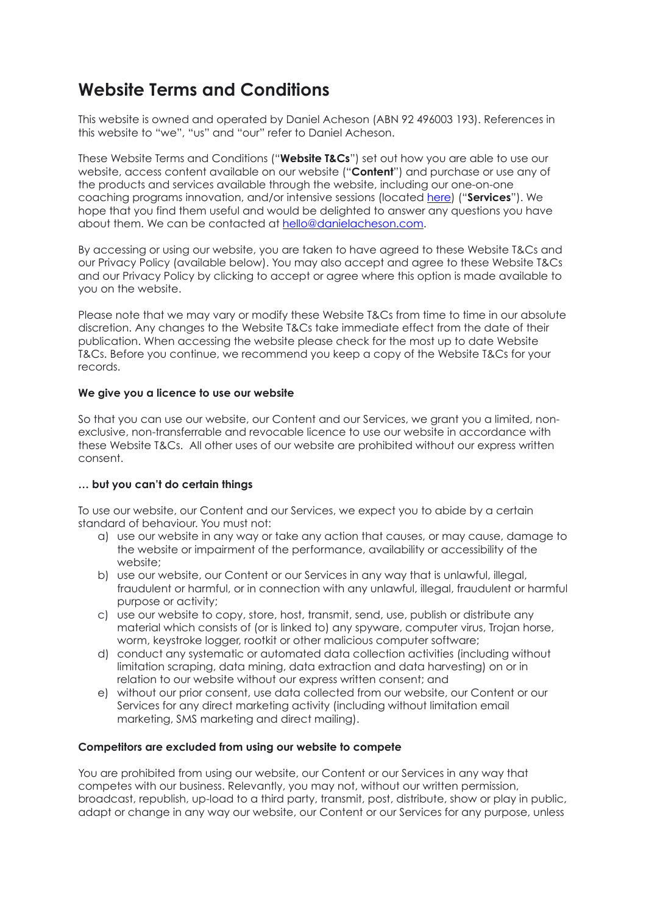# Website Terms and Conditions

This website is owned and operated by Daniel Acheson (ABN 92 496003 193). References in this website to "we", "us" and "our" refer to Daniel Acheson.

These Website Terms and Conditions ("**Website T&Cs**") set out how you are able to use our website, access content available on our website ("**Content**") and purchase or use any of the products and services available through the website, including our one-on-one coaching programs innovation, and/or intensive sessions (located [here]()) ("**Services**"). We hope that you find them useful and would be delighted to answer any questions you have about them. We can be contacted at [hello@danielacheson.com](mailto:hello@danielacheson.com).

By accessing or using our website, you are taken to have agreed to these Website T&Cs and our Privacy Policy (available below). You may also accept and agree to these Website T&Cs and our Privacy Policy by clicking to accept or agree where this option is made available to you on the website.

Please note that we may vary or modify these Website T&Cs from time to time in our absolute discretion. Any changes to the Website T&Cs take immediate effect from the date of their publication. When accessing the website please check for the most up to date Website T&Cs. Before you continue, we recommend you keep a copy of the Website T&Cs for your records.

**We give you a licence to use our website**

So that you can use our website, our Content and our Services, we grant you a limited, non-exclusive, non-transferrable and revocable licence to use our website in accordance with these Website T&Cs. All other uses of our website are prohibited without our express written consent.

**… but you can't do certain things**

To use our website, our Content and our Services, we expect you to abide by a certain standard of behaviour. You must not:

a) use our website in any way or take any action that causes, or may cause, damage to the website or impairment of the performance, availability or accessibility of the website;
b) use our website, our Content or our Services in any way that is unlawful, illegal, fraudulent or harmful, or in connection with any unlawful, illegal, fraudulent or harmful purpose or activity;
c) use our website to copy, store, host, transmit, send, use, publish or distribute any material which consists of (or is linked to) any spyware, computer virus, Trojan horse, worm, keystroke logger, rootkit or other malicious computer software;
d) conduct any systematic or automated data collection activities (including without limitation scraping, data mining, data extraction and data harvesting) on or in relation to our website without our express written consent; and
e) without our prior consent, use data collected from our website, our Content or our Services for any direct marketing activity (including without limitation email marketing, SMS marketing and direct mailing).

**Competitors are excluded from using our website to compete**

You are prohibited from using our website, our Content or our Services in any way that competes with our business. Relevantly, you may not, without our written permission, broadcast, republish, up-load to a third party, transmit, post, distribute, show or play in public, adapt or change in any way our website, our Content or our Services for any purpose, unless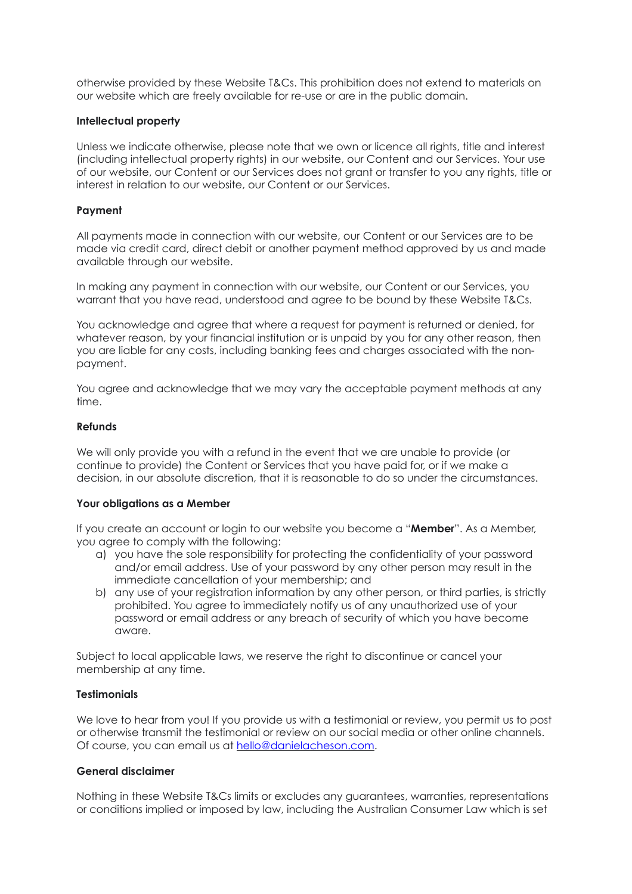otherwise provided by these Website T&Cs. This prohibition does not extend to materials on our website which are freely available for re-use or are in the public domain.

**Intellectual property**

Unless we indicate otherwise, please note that we own or licence all rights, title and interest (including intellectual property rights) in our website, our Content and our Services. Your use of our website, our Content or our Services does not grant or transfer to you any rights, title or interest in relation to our website, our Content or our Services.

**Payment**

All payments made in connection with our website, our Content or our Services are to be made via credit card, direct debit or another payment method approved by us and made available through our website.

In making any payment in connection with our website, our Content or our Services, you warrant that you have read, understood and agree to be bound by these Website T&Cs.

You acknowledge and agree that where a request for payment is returned or denied, for whatever reason, by your financial institution or is unpaid by you for any other reason, then you are liable for any costs, including banking fees and charges associated with the non-payment.

You agree and acknowledge that we may vary the acceptable payment methods at any time.

**Refunds**

We will only provide you with a refund in the event that we are unable to provide (or continue to provide) the Content or Services that you have paid for, or if we make a decision, in our absolute discretion, that it is reasonable to do so under the circumstances.

**Your obligations as a Member**

If you create an account or login to our website you become a "**Member**". As a Member, you agree to comply with the following:

a) you have the sole responsibility for protecting the confidentiality of your password and/or email address. Use of your password by any other person may result in the immediate cancellation of your membership; and
b) any use of your registration information by any other person, or third parties, is strictly prohibited. You agree to immediately notify us of any unauthorized use of your password or email address or any breach of security of which you have become aware.

Subject to local applicable laws, we reserve the right to discontinue or cancel your membership at any time.

**Testimonials**

We love to hear from you! If you provide us with a testimonial or review, you permit us to post or otherwise transmit the testimonial or review on our social media or other online channels. Of course, you can email us at hello@danielacheson.com.

**General disclaimer**

Nothing in these Website T&Cs limits or excludes any guarantees, warranties, representations or conditions implied or imposed by law, including the Australian Consumer Law which is set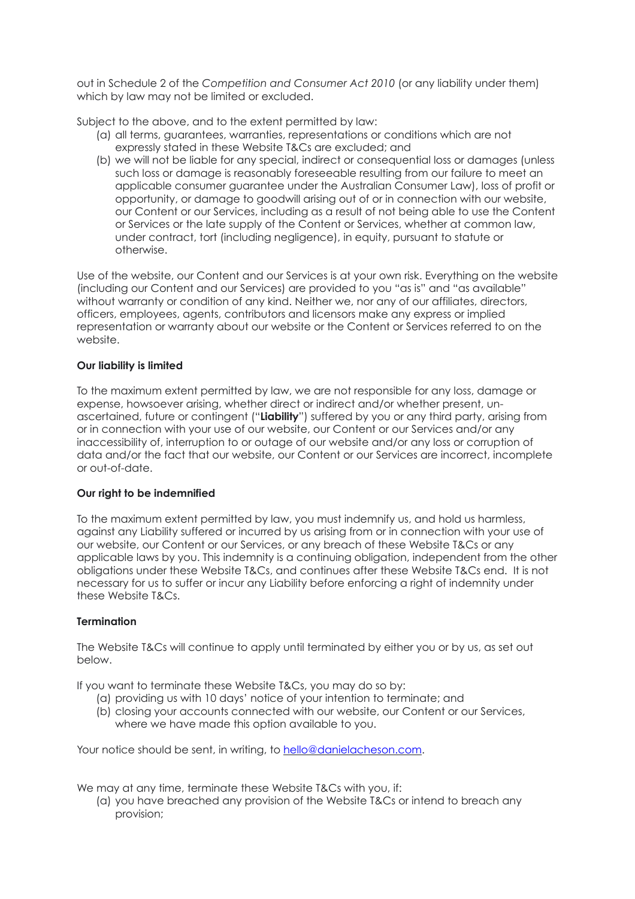out in Schedule 2 of the *Competition and Consumer Act 2010* (or any liability under them) which by law may not be limited or excluded.

Subject to the above, and to the extent permitted by law:

(a) all terms, guarantees, warranties, representations or conditions which are not expressly stated in these Website T&Cs are excluded; and

(b) we will not be liable for any special, indirect or consequential loss or damages (unless such loss or damage is reasonably foreseeable resulting from our failure to meet an applicable consumer guarantee under the Australian Consumer Law), loss of profit or opportunity, or damage to goodwill arising out of or in connection with our website, our Content or our Services, including as a result of not being able to use the Content or Services or the late supply of the Content or Services, whether at common law, under contract, tort (including negligence), in equity, pursuant to statute or otherwise.

Use of the website, our Content and our Services is at your own risk. Everything on the website (including our Content and our Services) are provided to you "as is" and "as available" without warranty or condition of any kind. Neither we, nor any of our affiliates, directors, officers, employees, agents, contributors and licensors make any express or implied representation or warranty about our website or the Content or Services referred to on the website.

**Our liability is limited**

To the maximum extent permitted by law, we are not responsible for any loss, damage or expense, howsoever arising, whether direct or indirect and/or whether present, un-ascertained, future or contingent ("**Liability**") suffered by you or any third party, arising from or in connection with your use of our website, our Content or our Services and/or any inaccessibility of, interruption to or outage of our website and/or any loss or corruption of data and/or the fact that our website, our Content or our Services are incorrect, incomplete or out-of-date.

**Our right to be indemnified**

To the maximum extent permitted by law, you must indemnify us, and hold us harmless, against any Liability suffered or incurred by us arising from or in connection with your use of our website, our Content or our Services, or any breach of these Website T&Cs or any applicable laws by you. This indemnity is a continuing obligation, independent from the other obligations under these Website T&Cs, and continues after these Website T&Cs end. It is not necessary for us to suffer or incur any Liability before enforcing a right of indemnity under these Website T&Cs.

**Termination**

The Website T&Cs will continue to apply until terminated by either you or by us, as set out below.

If you want to terminate these Website T&Cs, you may do so by:

(a) providing us with 10 days' notice of your intention to terminate; and

(b) closing your accounts connected with our website, our Content or our Services, where we have made this option available to you.

Your notice should be sent, in writing, to hello@danielacheson.com.

We may at any time, terminate these Website T&Cs with you, if:

(a) you have breached any provision of the Website T&Cs or intend to breach any provision;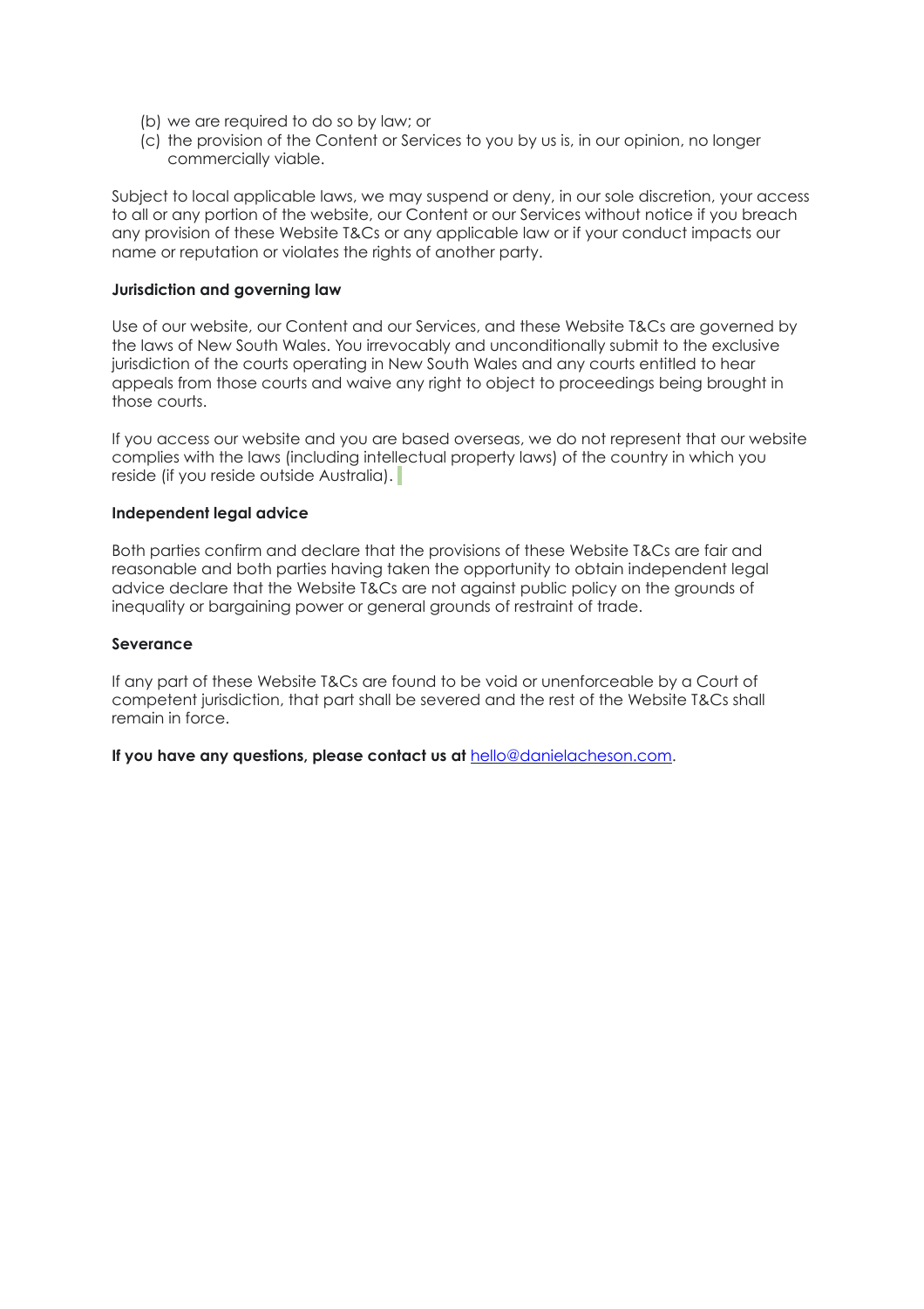(b) we are required to do so by law; or
(c) the provision of the Content or Services to you by us is, in our opinion, no longer commercially viable.

Subject to local applicable laws, we may suspend or deny, in our sole discretion, your access to all or any portion of the website, our Content or our Services without notice if you breach any provision of these Website T&Cs or any applicable law or if your conduct impacts our name or reputation or violates the rights of another party.

**Jurisdiction and governing law**

Use of our website, our Content and our Services, and these Website T&Cs are governed by the laws of New South Wales. You irrevocably and unconditionally submit to the exclusive jurisdiction of the courts operating in New South Wales and any courts entitled to hear appeals from those courts and waive any right to object to proceedings being brought in those courts.

If you access our website and you are based overseas, we do not represent that our website complies with the laws (including intellectual property laws) of the country in which you reside (if you reside outside Australia).

**Independent legal advice**

Both parties confirm and declare that the provisions of these Website T&Cs are fair and reasonable and both parties having taken the opportunity to obtain independent legal advice declare that the Website T&Cs are not against public policy on the grounds of inequality or bargaining power or general grounds of restraint of trade.

**Severance**

If any part of these Website T&Cs are found to be void or unenforceable by a Court of competent jurisdiction, that part shall be severed and the rest of the Website T&Cs shall remain in force.

**If you have any questions, please contact us at** hello@danielacheson.com.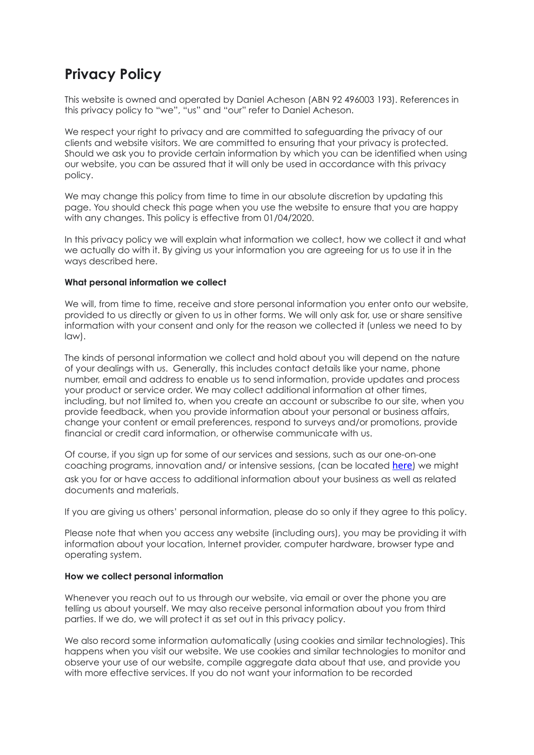# Privacy Policy

This website is owned and operated by Daniel Acheson (ABN 92 496003 193). References in this privacy policy to "we", "us" and "our" refer to Daniel Acheson.

We respect your right to privacy and are committed to safeguarding the privacy of our clients and website visitors. We are committed to ensuring that your privacy is protected. Should we ask you to provide certain information by which you can be identified when using our website, you can be assured that it will only be used in accordance with this privacy policy.

We may change this policy from time to time in our absolute discretion by updating this page. You should check this page when you use the website to ensure that you are happy with any changes. This policy is effective from 01/04/2020.

In this privacy policy we will explain what information we collect, how we collect it and what we actually do with it. By giving us your information you are agreeing for us to use it in the ways described here.

**What personal information we collect**

We will, from time to time, receive and store personal information you enter onto our website, provided to us directly or given to us in other forms. We will only ask for, use or share sensitive information with your consent and only for the reason we collected it (unless we need to by law).

The kinds of personal information we collect and hold about you will depend on the nature of your dealings with us. Generally, this includes contact details like your name, phone number, email and address to enable us to send information, provide updates and process your product or service order. We may collect additional information at other times, including, but not limited to, when you create an account or subscribe to our site, when you provide feedback, when you provide information about your personal or business affairs, change your content or email preferences, respond to surveys and/or promotions, provide financial or credit card information, or otherwise communicate with us.

Of course, if you sign up for some of our services and sessions, such as our one-on-one coaching programs, innovation and/ or intensive sessions, (can be located [here]) we might ask you for or have access to additional information about your business as well as related documents and materials.

If you are giving us others' personal information, please do so only if they agree to this policy.

Please note that when you access any website (including ours), you may be providing it with information about your location, Internet provider, computer hardware, browser type and operating system.

**How we collect personal information**

Whenever you reach out to us through our website, via email or over the phone you are telling us about yourself. We may also receive personal information about you from third parties. If we do, we will protect it as set out in this privacy policy.

We also record some information automatically (using cookies and similar technologies). This happens when you visit our website. We use cookies and similar technologies to monitor and observe your use of our website, compile aggregate data about that use, and provide you with more effective services. If you do not want your information to be recorded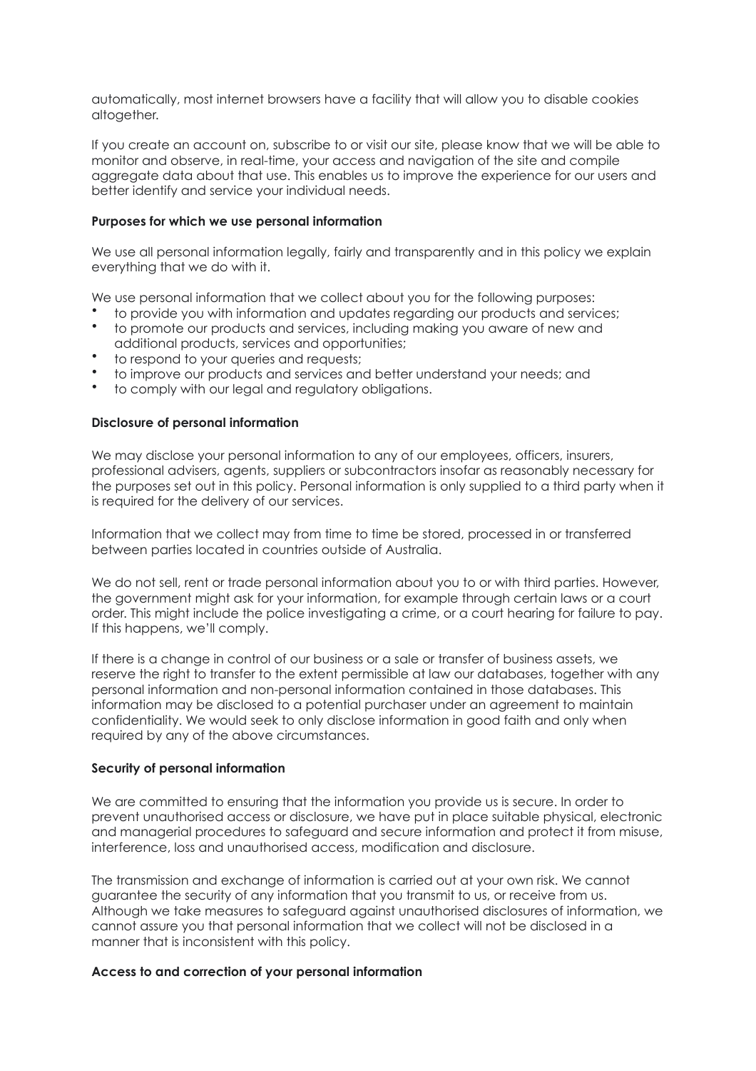automatically, most internet browsers have a facility that will allow you to disable cookies altogether.

If you create an account on, subscribe to or visit our site, please know that we will be able to monitor and observe, in real-time, your access and navigation of the site and compile aggregate data about that use. This enables us to improve the experience for our users and better identify and service your individual needs.

**Purposes for which we use personal information**

We use all personal information legally, fairly and transparently and in this policy we explain everything that we do with it.

We use personal information that we collect about you for the following purposes:

- to provide you with information and updates regarding our products and services;
- to promote our products and services, including making you aware of new and additional products, services and opportunities;
- to respond to your queries and requests;
- to improve our products and services and better understand your needs; and
- to comply with our legal and regulatory obligations.

**Disclosure of personal information**

We may disclose your personal information to any of our employees, officers, insurers, professional advisers, agents, suppliers or subcontractors insofar as reasonably necessary for the purposes set out in this policy. Personal information is only supplied to a third party when it is required for the delivery of our services.

Information that we collect may from time to time be stored, processed in or transferred between parties located in countries outside of Australia.

We do not sell, rent or trade personal information about you to or with third parties. However, the government might ask for your information, for example through certain laws or a court order. This might include the police investigating a crime, or a court hearing for failure to pay. If this happens, we'll comply.

If there is a change in control of our business or a sale or transfer of business assets, we reserve the right to transfer to the extent permissible at law our databases, together with any personal information and non-personal information contained in those databases. This information may be disclosed to a potential purchaser under an agreement to maintain confidentiality. We would seek to only disclose information in good faith and only when required by any of the above circumstances.

**Security of personal information**

We are committed to ensuring that the information you provide us is secure. In order to prevent unauthorised access or disclosure, we have put in place suitable physical, electronic and managerial procedures to safeguard and secure information and protect it from misuse, interference, loss and unauthorised access, modification and disclosure.

The transmission and exchange of information is carried out at your own risk. We cannot guarantee the security of any information that you transmit to us, or receive from us. Although we take measures to safeguard against unauthorised disclosures of information, we cannot assure you that personal information that we collect will not be disclosed in a manner that is inconsistent with this policy.

**Access to and correction of your personal information**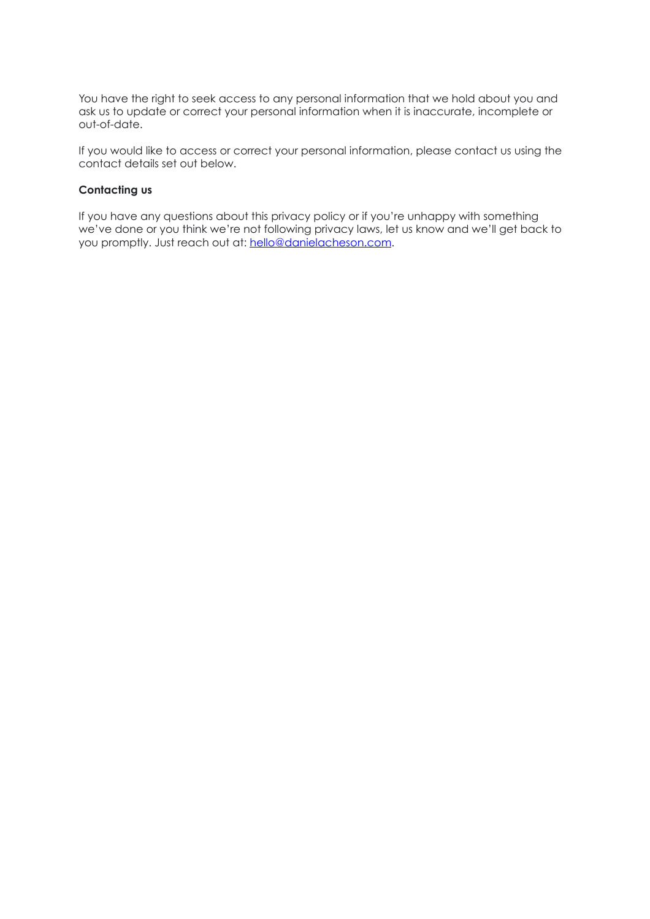You have the right to seek access to any personal information that we hold about you and ask us to update or correct your personal information when it is inaccurate, incomplete or out-of-date.

If you would like to access or correct your personal information, please contact us using the contact details set out below.

**Contacting us**

If you have any questions about this privacy policy or if you're unhappy with something we've done or you think we're not following privacy laws, let us know and we'll get back to you promptly. Just reach out at: [hello@danielacheson.com](mailto:hello@danielacheson.com).